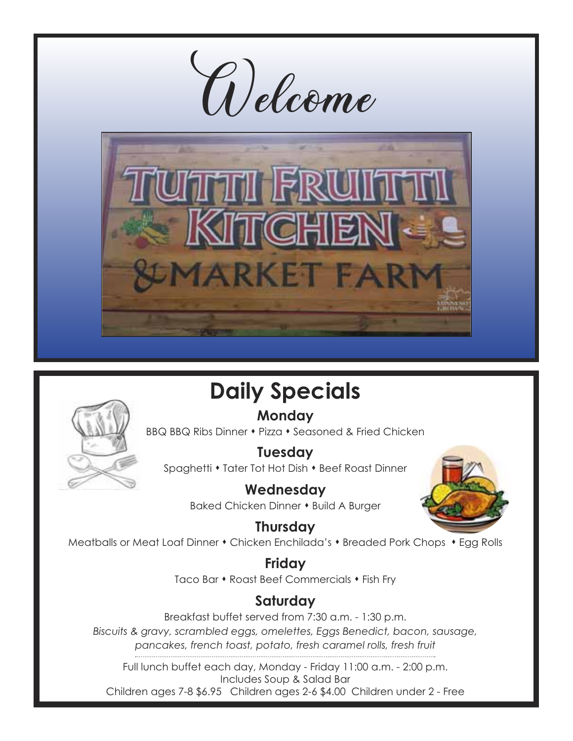# Welcome

TUTTI FRUITTI KITCHEN & MARKET FARM

## Daily Specials

### Monday

BBQ BBQ Ribs Dinner • Pizza • Seasoned & Fried Chicken

### Tuesday

Spaghetti • Tater Tot Hot Dish • Beef Roast Dinner

### Wednesday

Baked Chicken Dinner • Build A Burger

### Thursday

Meatballs or Meat Loaf Dinner • Chicken Enchilada's • Breaded Pork Chops • Egg Rolls

### Friday

Taco Bar • Roast Beef Commercials • Fish Fry

### Saturday

Breakfast buffet served from 7:30 a.m. - 1:30 p.m.

*Biscuits & gravy, scrambled eggs, omelettes, Eggs Benedict, bacon, sausage, pancakes, french toast, potato, fresh caramel rolls, fresh fruit*

---

Full lunch buffet each day, Monday - Friday 11:00 a.m. - 2:00 p.m.
Includes Soup & Salad Bar
Children ages 7-8 $6.95 Children ages 2-6 $4.00 Children under 2 - Free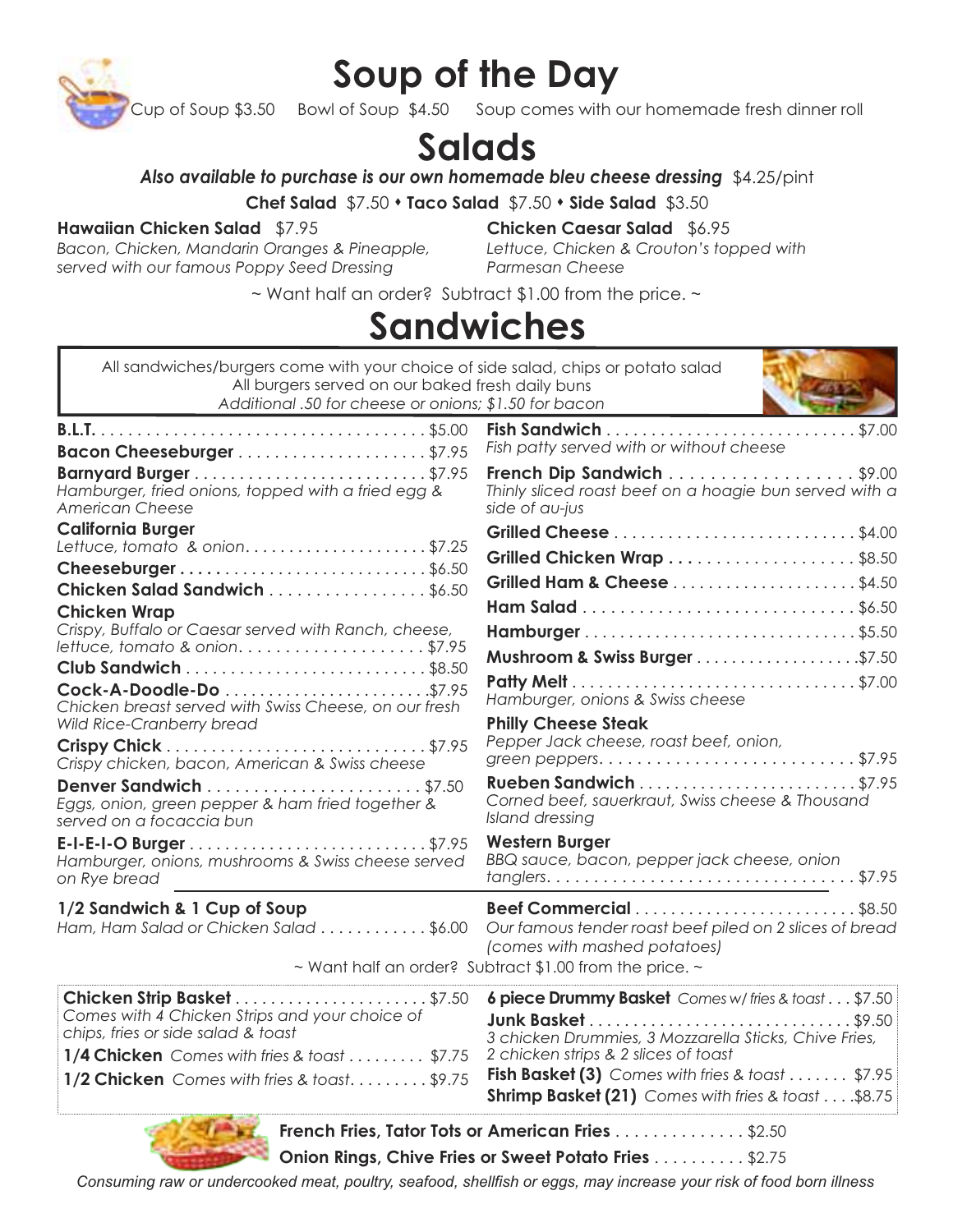# Soup of the Day

Cup of Soup $3.50 Bowl of Soup $4.50 Soup comes with our homemade fresh dinner roll

# Salads

***Also available to purchase is our own homemade bleu cheese dressing*** $4.25/pint

**Chef Salad** $7.50 • **Taco Salad** $7.50 • **Side Salad** $3.50

**Hawaiian Chicken Salad** $7.95
*Bacon, Chicken, Mandarin Oranges & Pineapple, served with our famous Poppy Seed Dressing*

**Chicken Caesar Salad** $6.95
*Lettuce, Chicken & Crouton's topped with Parmesan Cheese*

~ Want half an order? Subtract $1.00 from the price. ~

# Sandwiches

All sandwiches/burgers come with your choice of side salad, chips or potato salad
All burgers served on our baked fresh daily buns
*Additional .50 for cheese or onions; $1.50 for bacon*

**B.L.T.** . . . . . $5.00

**Bacon Cheeseburger** . . . . . $7.95

**Barnyard Burger** . . . . . $7.95
*Hamburger, fried onions, topped with a fried egg & American Cheese*

**California Burger**
*Lettuce, tomato & onion* . . . . . $7.25

**Cheeseburger** . . . . . $6.50

**Chicken Salad Sandwich** . . . . . $6.50

**Chicken Wrap**
*Crispy, Buffalo or Caesar served with Ranch, cheese, lettuce, tomato & onion* . . . . . $7.95

**Club Sandwich** . . . . . $8.50

**Cock-A-Doodle-Do** . . . . . $7.95
*Chicken breast served with Swiss Cheese, on our fresh Wild Rice-Cranberry bread*

**Crispy Chick** . . . . . $7.95
*Crispy chicken, bacon, American & Swiss cheese*

**Denver Sandwich** . . . . . $7.50
*Eggs, onion, green pepper & ham fried together & served on a focaccia bun*

**E-I-E-I-O Burger** . . . . . $7.95
*Hamburger, onions, mushrooms & Swiss cheese served on Rye bread*

**Fish Sandwich** . . . . . $7.00
*Fish patty served with or without cheese*

**French Dip Sandwich** . . . . . $9.00
*Thinly sliced roast beef on a hoagie bun served with a side of au-jus*

**Grilled Cheese** . . . . . $4.00

**Grilled Chicken Wrap** . . . . . $8.50

**Grilled Ham & Cheese** . . . . . $4.50

**Ham Salad** . . . . . $6.50

**Hamburger** . . . . . $5.50

**Mushroom & Swiss Burger** . . . . . $7.50

**Patty Melt** . . . . . $7.00
*Hamburger, onions & Swiss cheese*

**Philly Cheese Steak**
*Pepper Jack cheese, roast beef, onion, green peppers* . . . . . $7.95

**Rueben Sandwich** . . . . . $7.95
*Corned beef, sauerkraut, Swiss cheese & Thousand Island dressing*

**Western Burger**
*BBQ sauce, bacon, pepper jack cheese, onion tanglers* . . . . . $7.95

**1/2 Sandwich & 1 Cup of Soup**
*Ham, Ham Salad or Chicken Salad* . . . . . $6.00

**Beef Commercial** . . . . . $8.50
*Our famous tender roast beef piled on 2 slices of bread (comes with mashed potatoes)*

~ Want half an order? Subtract $1.00 from the price. ~

**Chicken Strip Basket** . . . . . $7.50
*Comes with 4 Chicken Strips and your choice of chips, fries or side salad & toast*

**1/4 Chicken** *Comes with fries & toast* . . . . . $7.75

**1/2 Chicken** *Comes with fries & toast* . . . . . $9.75

**6 piece Drummy Basket** *Comes w/ fries & toast* . . . $7.50

**Junk Basket** . . . . . $9.50
*3 chicken Drummies, 3 Mozzarella Sticks, Chive Fries, 2 chicken strips & 2 slices of toast*

**Fish Basket (3)** *Comes with fries & toast* . . . . . $7.95

**Shrimp Basket (21)** *Comes with fries & toast* . . . . $8.75

**French Fries, Tator Tots or American Fries** . . . . . $2.50

**Onion Rings, Chive Fries or Sweet Potato Fries** . . . . . $2.75

*Consuming raw or undercooked meat, poultry, seafood, shellfish or eggs, may increase your risk of food born illness*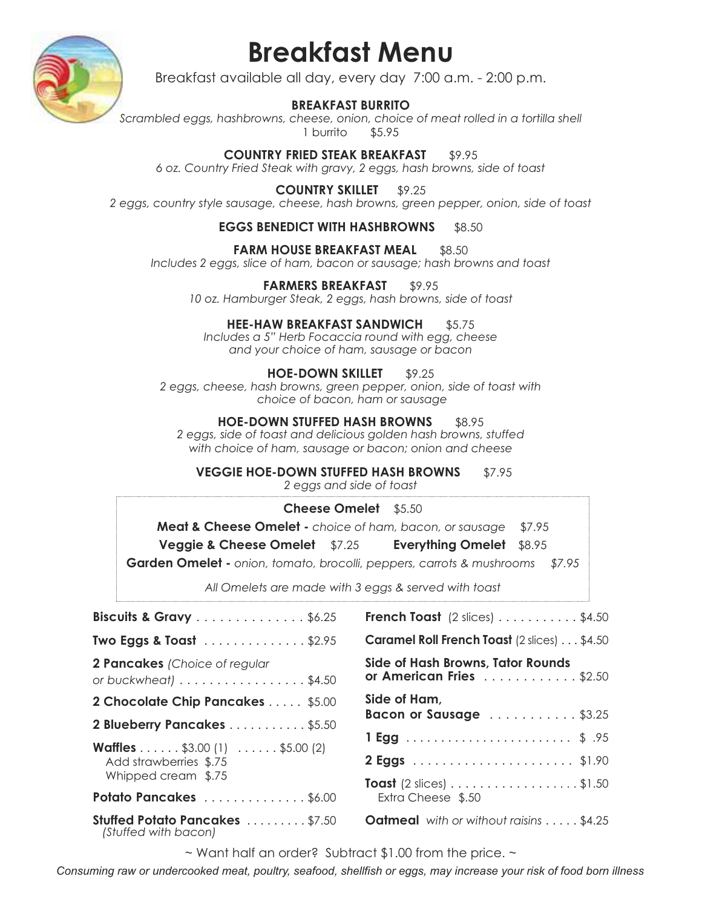# Breakfast Menu

Breakfast available all day, every day 7:00 a.m. - 2:00 p.m.

**BREAKFAST BURRITO**
*Scrambled eggs, hashbrowns, cheese, onion, choice of meat rolled in a tortilla shell*
1 burrito $5.95

**COUNTRY FRIED STEAK BREAKFAST** $9.95
*6 oz. Country Fried Steak with gravy, 2 eggs, hash browns, side of toast*

**COUNTRY SKILLET** $9.25
*2 eggs, country style sausage, cheese, hash browns, green pepper, onion, side of toast*

**EGGS BENEDICT WITH HASHBROWNS** $8.50

**FARM HOUSE BREAKFAST MEAL** $8.50
*Includes 2 eggs, slice of ham, bacon or sausage; hash browns and toast*

**FARMERS BREAKFAST** $9.95
*10 oz. Hamburger Steak, 2 eggs, hash browns, side of toast*

**HEE-HAW BREAKFAST SANDWICH** $5.75
*Includes a 5" Herb Focaccia round with egg, cheese and your choice of ham, sausage or bacon*

**HOE-DOWN SKILLET** $9.25
*2 eggs, cheese, hash browns, green pepper, onion, side of toast with choice of bacon, ham or sausage*

**HOE-DOWN STUFFED HASH BROWNS** $8.95
*2 eggs, side of toast and delicious golden hash browns, stuffed with choice of ham, sausage or bacon; onion and cheese*

**VEGGIE HOE-DOWN STUFFED HASH BROWNS** $7.95
*2 eggs and side of toast*

**Cheese Omelet** $5.50

**Meat & Cheese Omelet -** *choice of ham, bacon, or sausage* $7.95

**Veggie & Cheese Omelet** $7.25 **Everything Omelet** $8.95

**Garden Omelet -** *onion, tomato, brocolli, peppers, carrots & mushrooms* *$7.95*

*All Omelets are made with 3 eggs & served with toast*

**Biscuits & Gravy** . . . . . . . . . . . . . . $6.25

**Two Eggs & Toast** . . . . . . . . . . . . . . $2.95

**2 Pancakes** *(Choice of regular or buckwheat)* . . . . . . . . . . . . . . . . $4.50

**2 Chocolate Chip Pancakes** . . . . . $5.00

**2 Blueberry Pancakes** . . . . . . . . . . . $5.50

**Waffles** . . . . . . $3.00 (1) . . . . . . $5.00 (2)
Add strawberries $.75
Whipped cream $.75

**Potato Pancakes** . . . . . . . . . . . . . . $6.00

**Stuffed Potato Pancakes** . . . . . . . . . $7.50
*(Stuffed with bacon)*

**French Toast** (2 slices) . . . . . . . . . . . $4.50

**Caramel Roll French Toast** (2 slices) . . . $4.50

**Side of Hash Browns, Tator Rounds or American Fries** . . . . . . . . . . . . $2.50

**Side of Ham, Bacon or Sausage** . . . . . . . . . . . $3.25

**1 Egg** . . . . . . . . . . . . . . . . . . . . . . . . $ .95

**2 Eggs** . . . . . . . . . . . . . . . . . . . . . . $1.90

**Toast** (2 slices) . . . . . . . . . . . . . . . . . . $1.50
Extra Cheese $.50

**Oatmeal** *with or without raisins* . . . . . $4.25

~ Want half an order? Subtract $1.00 from the price. ~

*Consuming raw or undercooked meat, poultry, seafood, shellfish or eggs, may increase your risk of food born illness*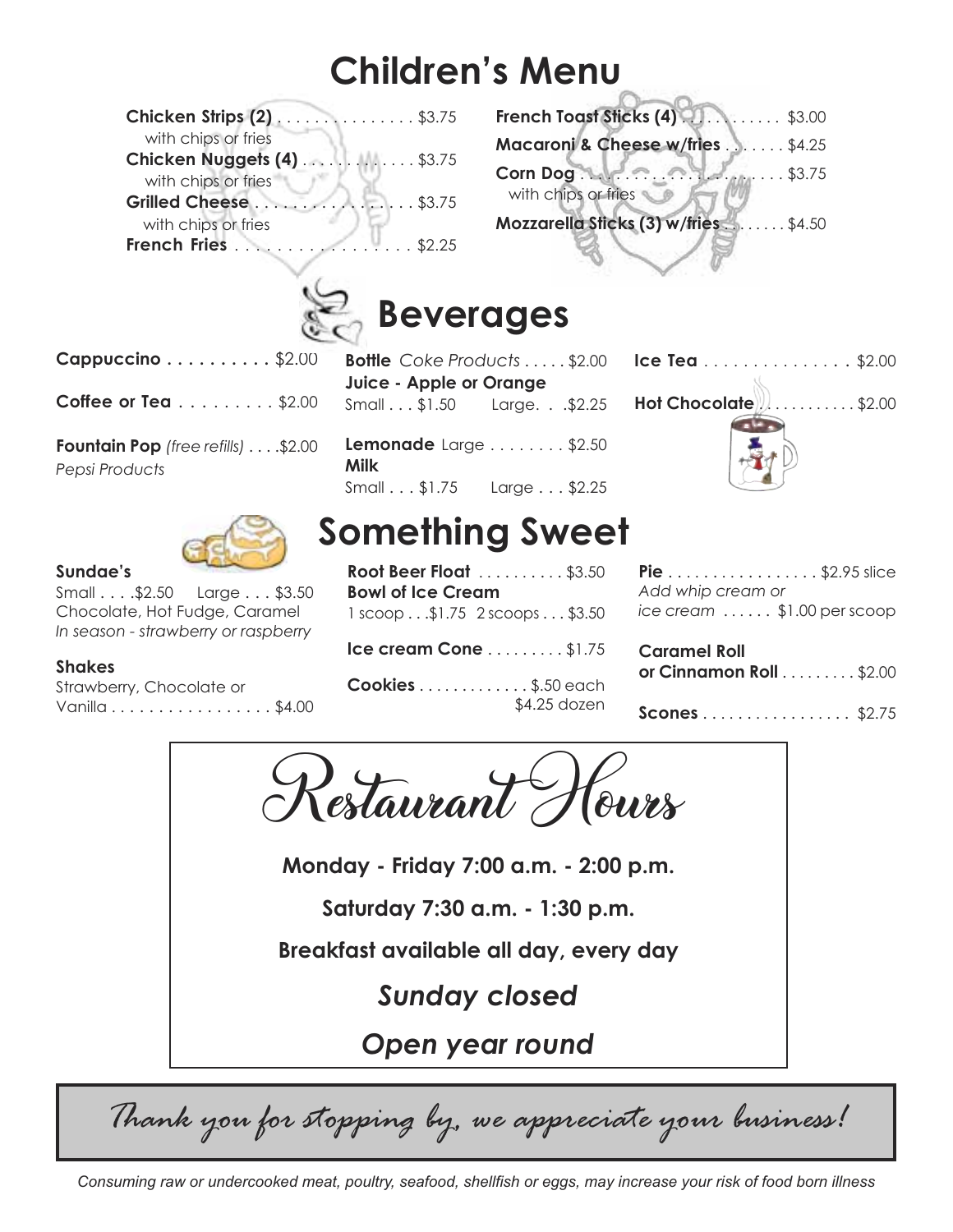# Children's Menu

**Chicken Strips (2)** . . . . . . . . . . . . . . . $3.75
with chips or fries

**Chicken Nuggets (4)** . . . . . . . . . . . . . $3.75
with chips or fries

**Grilled Cheese** . . . . . . . . . . . . . . . . . . $3.75
with chips or fries

**French Fries** . . . . . . . . . . . . . . . . . . $2.25

**French Toast Sticks (4)** . . . . . . . . . . . $3.00

**Macaroni & Cheese w/fries** . . . . . . . $4.25

**Corn Dog** . . . . . . . . . . . . . . . . . . . . . . $3.75
with chips or fries

**Mozzarella Sticks (3) w/fries** . . . . . . . $4.50

# Beverages

**Cappuccino** . . . . . . . . . . $2.00

**Coffee or Tea** . . . . . . . . . $2.00

**Fountain Pop** *(free refills)* . . . .$2.00
*Pepsi Products*

**Bottle** *Coke Products* . . . . . $2.00

**Juice - Apple or Orange**
Small . . . $1.50 Large. . .$2.25

**Lemonade** Large . . . . . . . . $2.50

**Milk**
Small . . . $1.75 Large . . . $2.25

**Ice Tea** . . . . . . . . . . . . . . . $2.00

**Hot Chocolate** . . . . . . . . . . . $2.00

# Something Sweet

**Sundae's**
Small . . . .$2.50 Large . . . $3.50
Chocolate, Hot Fudge, Caramel
*In season - strawberry or raspberry*

**Shakes**
Strawberry, Chocolate or Vanilla . . . . . . . . . . . . . . . . . . $4.00

**Root Beer Float** . . . . . . . . . . $3.50

**Bowl of Ice Cream**
1 scoop . . .$1.75 2 scoops . . . $3.50

**Ice cream Cone** . . . . . . . . . $1.75

**Cookies** . . . . . . . . . . . . . $.50 each
$4.25 dozen

**Pie** . . . . . . . . . . . . . . . . . $2.95 slice
*Add whip cream or ice cream* . . . . . . $1.00 per scoop

**Caramel Roll or Cinnamon Roll** . . . . . . . . . $2.00

**Scones** . . . . . . . . . . . . . . . . . $2.75

## Restaurant Hours

**Monday - Friday 7:00 a.m. - 2:00 p.m.**

**Saturday 7:30 a.m. - 1:30 p.m.**

**Breakfast available all day, every day**

***Sunday closed***

***Open year round***

*Thank you for stopping by, we appreciate your business!*

*Consuming raw or undercooked meat, poultry, seafood, shellfish or eggs, may increase your risk of food born illness*